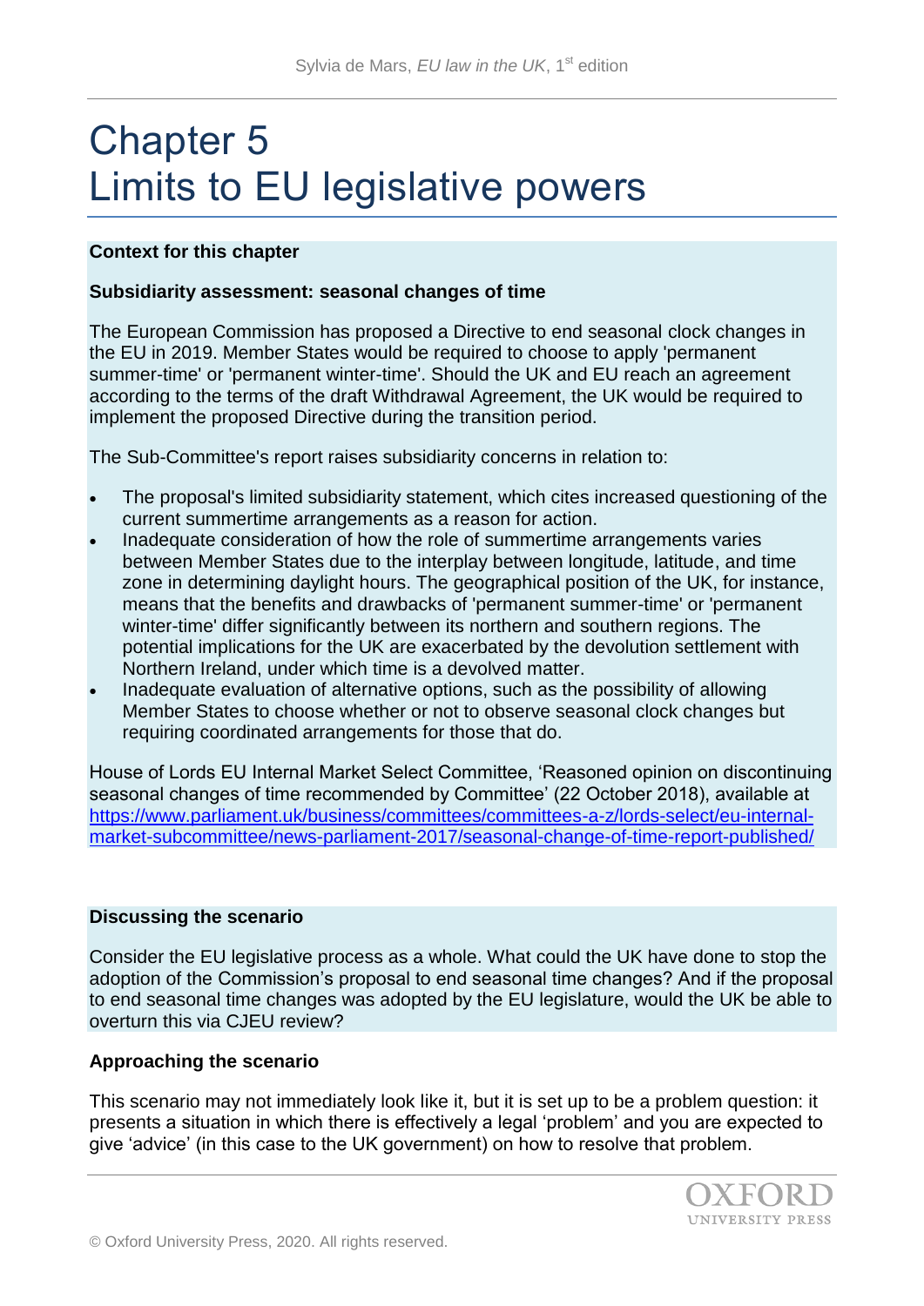# Chapter 5
# Limits to EU legislative powers

**Context for this chapter**

**Subsidiarity assessment: seasonal changes of time**

The European Commission has proposed a Directive to end seasonal clock changes in the EU in 2019. Member States would be required to choose to apply 'permanent summer-time' or 'permanent winter-time'. Should the UK and EU reach an agreement according to the terms of the draft Withdrawal Agreement, the UK would be required to implement the proposed Directive during the transition period.

The Sub-Committee's report raises subsidiarity concerns in relation to:

- The proposal's limited subsidiarity statement, which cites increased questioning of the current summertime arrangements as a reason for action.
- Inadequate consideration of how the role of summertime arrangements varies between Member States due to the interplay between longitude, latitude, and time zone in determining daylight hours. The geographical position of the UK, for instance, means that the benefits and drawbacks of 'permanent summer-time' or 'permanent winter-time' differ significantly between its northern and southern regions. The potential implications for the UK are exacerbated by the devolution settlement with Northern Ireland, under which time is a devolved matter.
- Inadequate evaluation of alternative options, such as the possibility of allowing Member States to choose whether or not to observe seasonal clock changes but requiring coordinated arrangements for those that do.

House of Lords EU Internal Market Select Committee, 'Reasoned opinion on discontinuing seasonal changes of time recommended by Committee' (22 October 2018), available at https://www.parliament.uk/business/committees/committees-a-z/lords-select/eu-internal-market-subcommittee/news-parliament-2017/seasonal-change-of-time-report-published/

**Discussing the scenario**

Consider the EU legislative process as a whole. What could the UK have done to stop the adoption of the Commission's proposal to end seasonal time changes? And if the proposal to end seasonal time changes was adopted by the EU legislature, would the UK be able to overturn this via CJEU review?

**Approaching the scenario**

This scenario may not immediately look like it, but it is set up to be a problem question: it presents a situation in which there is effectively a legal 'problem' and you are expected to give 'advice' (in this case to the UK government) on how to resolve that problem.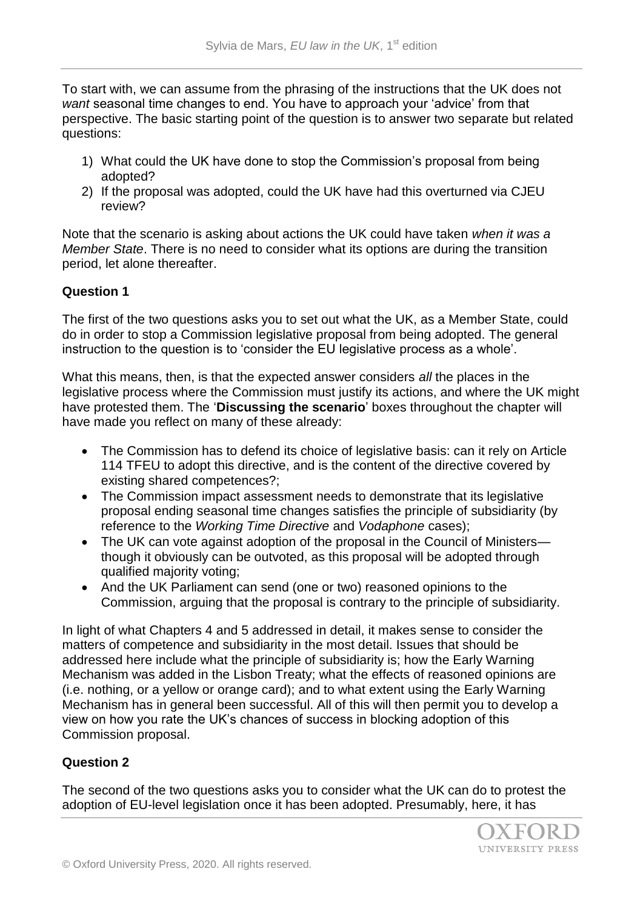To start with, we can assume from the phrasing of the instructions that the UK does not *want* seasonal time changes to end. You have to approach your 'advice' from that perspective. The basic starting point of the question is to answer two separate but related questions:

1) What could the UK have done to stop the Commission's proposal from being adopted?
2) If the proposal was adopted, could the UK have had this overturned via CJEU review?

Note that the scenario is asking about actions the UK could have taken *when it was a Member State*. There is no need to consider what its options are during the transition period, let alone thereafter.

**Question 1**

The first of the two questions asks you to set out what the UK, as a Member State, could do in order to stop a Commission legislative proposal from being adopted. The general instruction to the question is to 'consider the EU legislative process as a whole'.

What this means, then, is that the expected answer considers *all* the places in the legislative process where the Commission must justify its actions, and where the UK might have protested them. The '**Discussing the scenario**' boxes throughout the chapter will have made you reflect on many of these already:

- The Commission has to defend its choice of legislative basis: can it rely on Article 114 TFEU to adopt this directive, and is the content of the directive covered by existing shared competences?;
- The Commission impact assessment needs to demonstrate that its legislative proposal ending seasonal time changes satisfies the principle of subsidiarity (by reference to the *Working Time Directive* and *Vodaphone* cases);
- The UK can vote against adoption of the proposal in the Council of Ministers—though it obviously can be outvoted, as this proposal will be adopted through qualified majority voting;
- And the UK Parliament can send (one or two) reasoned opinions to the Commission, arguing that the proposal is contrary to the principle of subsidiarity.

In light of what Chapters 4 and 5 addressed in detail, it makes sense to consider the matters of competence and subsidiarity in the most detail. Issues that should be addressed here include what the principle of subsidiarity is; how the Early Warning Mechanism was added in the Lisbon Treaty; what the effects of reasoned opinions are (i.e. nothing, or a yellow or orange card); and to what extent using the Early Warning Mechanism has in general been successful. All of this will then permit you to develop a view on how you rate the UK's chances of success in blocking adoption of this Commission proposal.

**Question 2**

The second of the two questions asks you to consider what the UK can do to protest the adoption of EU-level legislation once it has been adopted. Presumably, here, it has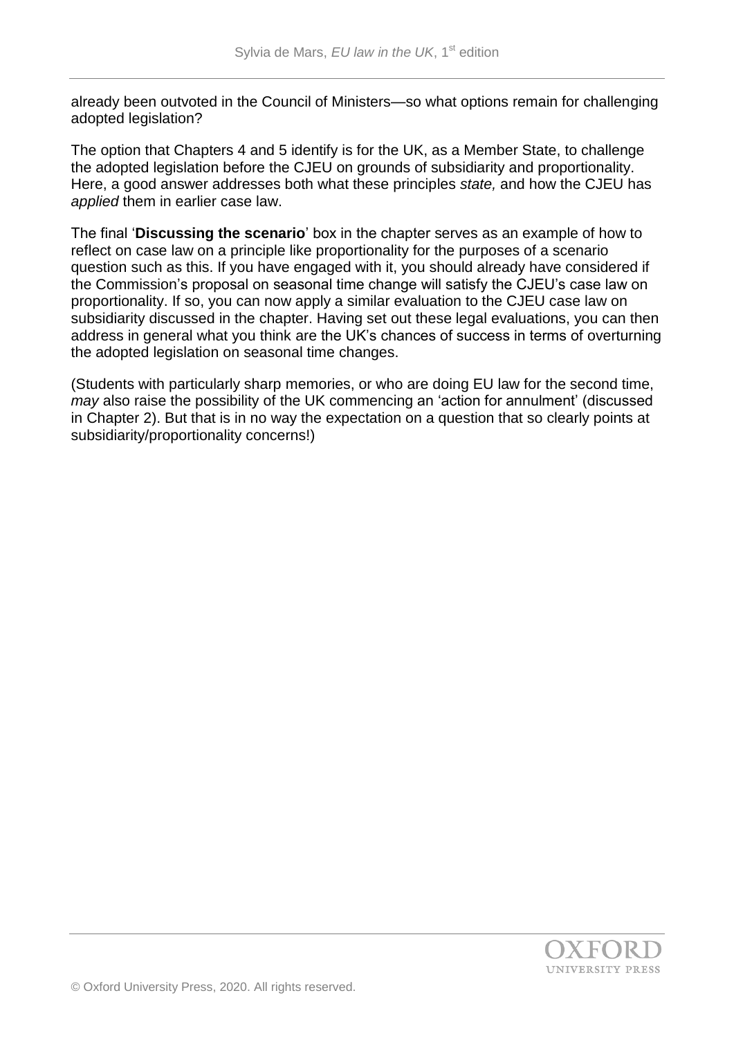already been outvoted in the Council of Ministers—so what options remain for challenging adopted legislation?

The option that Chapters 4 and 5 identify is for the UK, as a Member State, to challenge the adopted legislation before the CJEU on grounds of subsidiarity and proportionality. Here, a good answer addresses both what these principles *state,* and how the CJEU has *applied* them in earlier case law.

The final '**Discussing the scenario**' box in the chapter serves as an example of how to reflect on case law on a principle like proportionality for the purposes of a scenario question such as this. If you have engaged with it, you should already have considered if the Commission's proposal on seasonal time change will satisfy the CJEU's case law on proportionality. If so, you can now apply a similar evaluation to the CJEU case law on subsidiarity discussed in the chapter. Having set out these legal evaluations, you can then address in general what you think are the UK's chances of success in terms of overturning the adopted legislation on seasonal time changes.

(Students with particularly sharp memories, or who are doing EU law for the second time, *may* also raise the possibility of the UK commencing an 'action for annulment' (discussed in Chapter 2). But that is in no way the expectation on a question that so clearly points at subsidiarity/proportionality concerns!)